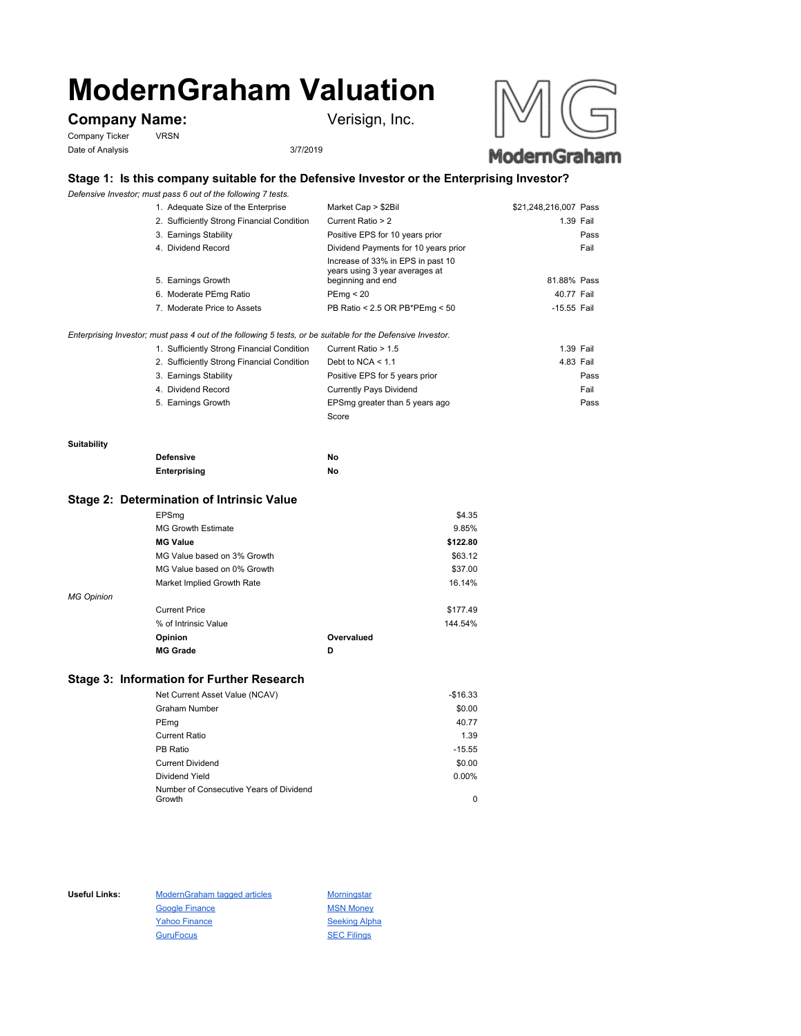# ModernGraham Valuation

**Company Name:** Verisign, Inc.

Company Ticker: VRSN

Date of Analysis: 3/7/2019

## Stage 1: Is this company suitable for the Defensive Investor or the Enterprising Investor?

*Defensive Investor; must pass 6 out of the following 7 tests.*

| Test | Criteria | Value | Result |
|---|---|---|---|
| 1. Adequate Size of the Enterprise | Market Cap > $2Bil | $21,248,216,007 | Pass |
| 2. Sufficiently Strong Financial Condition | Current Ratio > 2 | 1.39 | Fail |
| 3. Earnings Stability | Positive EPS for 10 years prior | | Pass |
| 4. Dividend Record | Dividend Payments for 10 years prior | | Fail |
| 5. Earnings Growth | Increase of 33% in EPS in past 10 years using 3 year averages at beginning and end | 81.88% | Pass |
| 6. Moderate PEmg Ratio | PEmg < 20 | 40.77 | Fail |
| 7. Moderate Price to Assets | PB Ratio < 2.5 OR PB*PEmg < 50 | -15.55 | Fail |

*Enterprising Investor; must pass 4 out of the following 5 tests, or be suitable for the Defensive Investor.*

| Test | Criteria | Value | Result |
|---|---|---|---|
| 1. Sufficiently Strong Financial Condition | Current Ratio > 1.5 | 1.39 | Fail |
| 2. Sufficiently Strong Financial Condition | Debt to NCA < 1.1 | 4.83 | Fail |
| 3. Earnings Stability | Positive EPS for 5 years prior | | Pass |
| 4. Dividend Record | Currently Pays Dividend | | Fail |
| 5. Earnings Growth | EPSmg greater than 5 years ago | | Pass |
| | Score | | |

**Suitability**

| | |
|---|---|
| **Defensive** | **No** |
| **Enterprising** | **No** |

## Stage 2: Determination of Intrinsic Value

| | |
|---|---|
| EPSmg | $4.35 |
| MG Growth Estimate | 9.85% |
| **MG Value** | **$122.80** |
| MG Value based on 3% Growth | $63.12 |
| MG Value based on 0% Growth | $37.00 |
| Market Implied Growth Rate | 16.14% |

*MG Opinion*

| | | |
|---|---|---|
| Current Price | | $177.49 |
| % of Intrinsic Value | | 144.54% |
| **Opinion** | **Overvalued** | |
| **MG Grade** | **D** | |

## Stage 3: Information for Further Research

| | |
|---|---|
| Net Current Asset Value (NCAV) | -$16.33 |
| Graham Number | $0.00 |
| PEmg | 40.77 |
| Current Ratio | 1.39 |
| PB Ratio | -15.55 |
| Current Dividend | $0.00 |
| Dividend Yield | 0.00% |
| Number of Consecutive Years of Dividend Growth | 0 |

**Useful Links:**

- ModernGraham tagged articles
- Google Finance
- Yahoo Finance
- GuruFocus
- Morningstar
- MSN Money
- Seeking Alpha
- SEC Filings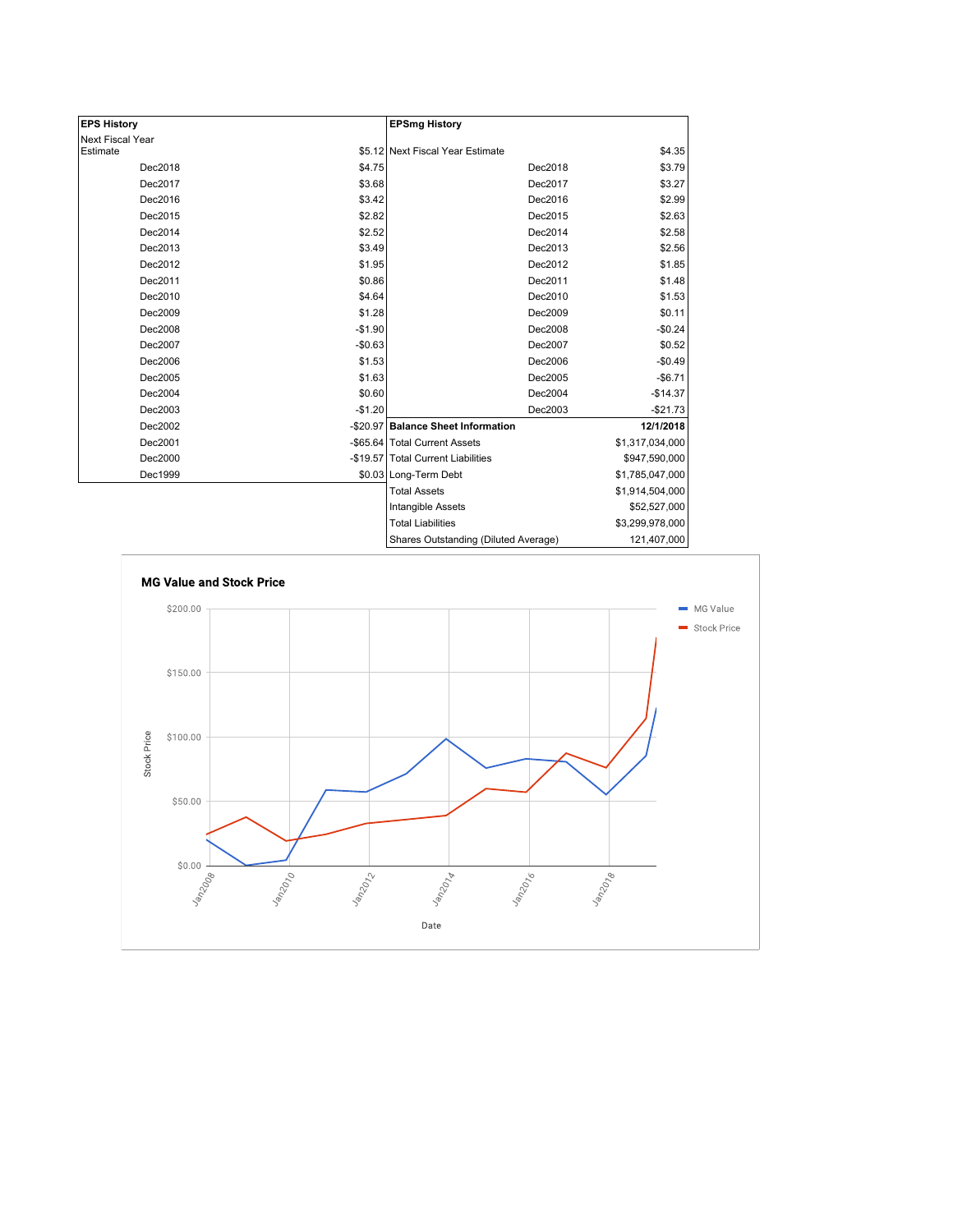| EPS History | |
| --- | --- |
| Next Fiscal Year Estimate | $5.12 |
| Dec2018 | $4.75 |
| Dec2017 | $3.68 |
| Dec2016 | $3.42 |
| Dec2015 | $2.82 |
| Dec2014 | $2.52 |
| Dec2013 | $3.49 |
| Dec2012 | $1.95 |
| Dec2011 | $0.86 |
| Dec2010 | $4.64 |
| Dec2009 | $1.28 |
| Dec2008 | -$1.90 |
| Dec2007 | -$0.63 |
| Dec2006 | $1.53 |
| Dec2005 | $1.63 |
| Dec2004 | $0.60 |
| Dec2003 | -$1.20 |
| Dec2002 | -$20.97 |
| Dec2001 | -$65.64 |
| Dec2000 | -$19.57 |
| Dec1999 | $0.03 |

| EPSmg History | |
| --- | --- |
| Next Fiscal Year Estimate | $4.35 |
| Dec2018 | $3.79 |
| Dec2017 | $3.27 |
| Dec2016 | $2.99 |
| Dec2015 | $2.63 |
| Dec2014 | $2.58 |
| Dec2013 | $2.56 |
| Dec2012 | $1.85 |
| Dec2011 | $1.48 |
| Dec2010 | $1.53 |
| Dec2009 | $0.11 |
| Dec2008 | -$0.24 |
| Dec2007 | $0.52 |
| Dec2006 | -$0.49 |
| Dec2005 | -$6.71 |
| Dec2004 | -$14.37 |
| Dec2003 | -$21.73 |

| Balance Sheet Information | 12/1/2018 |
| --- | --- |
| Total Current Assets | $1,317,034,000 |
| Total Current Liabilities | $947,590,000 |
| Long-Term Debt | $1,785,047,000 |
| Total Assets | $1,914,504,000 |
| Intangible Assets | $52,527,000 |
| Total Liabilities | $3,299,978,000 |
| Shares Outstanding (Diluted Average) | 121,407,000 |

**MG Value and Stock Price**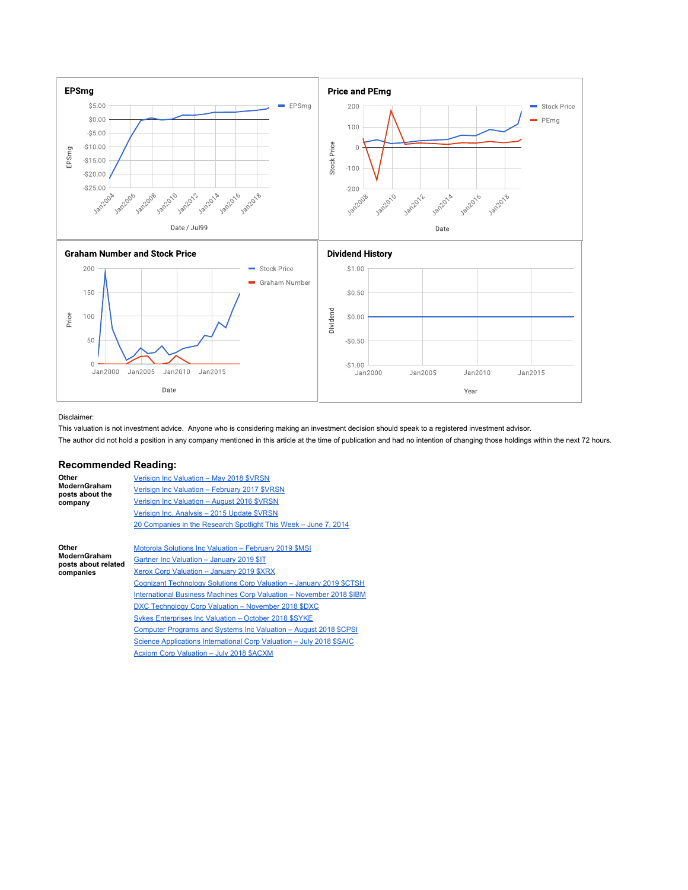EPSmg

$5.00
$0.00
-$5.00
-$10.00
-$15.00
-$20.00
-$25.00

EPSmg

Jan2004 Jan2006 Jan2008 Jan2010 Jan2012 Jan2014 Jan2016 Jan2018

Date / Jul99

EPSmg

Price and PEmg

200
100
0
-100
-200

Stock Price

Jan2008 Jan2010 Jan2012 Jan2014 Jan2016 Jan2018

Date

Stock Price
PEmg

Graham Number and Stock Price

200
150
100
50
0

Price

Jan2000 Jan2005 Jan2010 Jan2015

Date

Stock Price
Graham Number

Dividend History

$1.00
$0.50
$0.00
-$0.50
-$1.00

Dividend

Jan2000 Jan2005 Jan2010 Jan2015

Year

Disclaimer:

This valuation is not investment advice. Anyone who is considering making an investment decision should speak to a registered investment advisor.

The author did not hold a position in any company mentioned in this article at the time of publication and had no intention of changing those holdings within the next 72 hours.

## Recommended Reading:

| | |
|---|---|
| **Other ModernGraham posts about the company** | Verisign Inc Valuation – May 2018 $VRSN<br>Verisign Inc Valuation – February 2017 $VRSN<br>Verisign Inc Valuation – August 2016 $VRSN<br>Verisign Inc. Analysis – 2015 Update $VRSN<br>20 Companies in the Research Spotlight This Week – June 7, 2014 |
| **Other ModernGraham posts about related companies** | Motorola Solutions Inc Valuation – February 2019 $MSI<br>Gartner Inc Valuation – January 2019 $IT<br>Xerox Corp Valuation – January 2019 $XRX<br>Cognizant Technology Solutions Corp Valuation – January 2019 $CTSH<br>International Business Machines Corp Valuation – November 2018 $IBM<br>DXC Technology Corp Valuation – November 2018 $DXC<br>Sykes Enterprises Inc Valuation – October 2018 $SYKE<br>Computer Programs and Systems Inc Valuation – August 2018 $CPSI<br>Science Applications International Corp Valuation – July 2018 $SAIC<br>Acxiom Corp Valuation – July 2018 $ACXM |